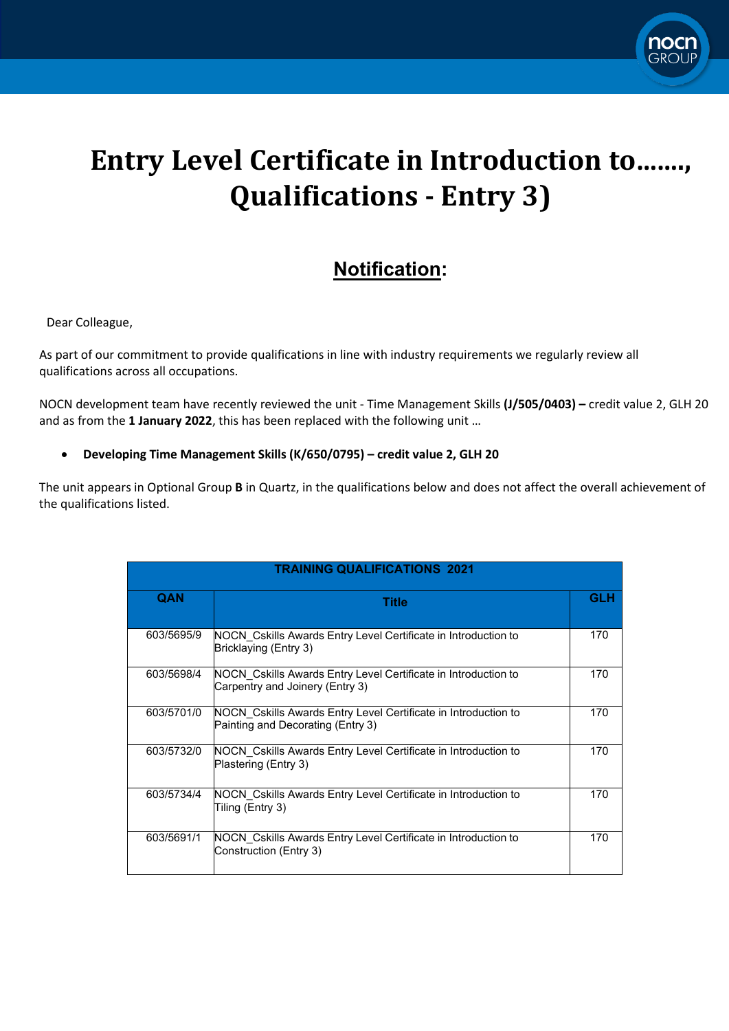# Entry Level Certificate in Introduction to……., Qualifications - Entry 3)

## Notification:

Dear Colleague,

As part of our commitment to provide qualifications in line with industry requirements we regularly review all qualifications across all occupations.

NOCN development team have recently reviewed the unit - Time Management Skills **(J/505/0403) –** credit value 2, GLH 20 and as from the **1 January 2022**, this has been replaced with the following unit …

- **Developing Time Management Skills (K/650/0795) – credit value 2, GLH 20**

The unit appears in Optional Group **B** in Quartz, in the qualifications below and does not affect the overall achievement of the qualifications listed.

| TRAINING QUALIFICATIONS 2021 | | |
|---|---|---|
| **QAN** | **Title** | **GLH** |
| 603/5695/9 | NOCN_Cskills Awards Entry Level Certificate in Introduction to Bricklaying (Entry 3) | 170 |
| 603/5698/4 | NOCN_Cskills Awards Entry Level Certificate in Introduction to Carpentry and Joinery (Entry 3) | 170 |
| 603/5701/0 | NOCN_Cskills Awards Entry Level Certificate in Introduction to Painting and Decorating (Entry 3) | 170 |
| 603/5732/0 | NOCN_Cskills Awards Entry Level Certificate in Introduction to Plastering (Entry 3) | 170 |
| 603/5734/4 | NOCN_Cskills Awards Entry Level Certificate in Introduction to Tiling (Entry 3) | 170 |
| 603/5691/1 | NOCN_Cskills Awards Entry Level Certificate in Introduction to Construction (Entry 3) | 170 |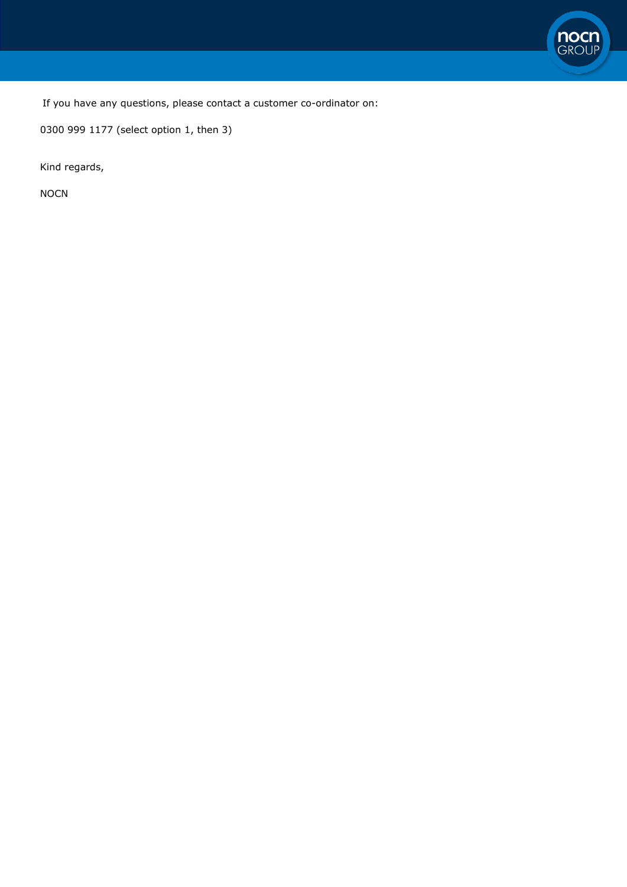If you have any questions, please contact a customer co-ordinator on:

0300 999 1177 (select option 1, then 3)

Kind regards,

NOCN